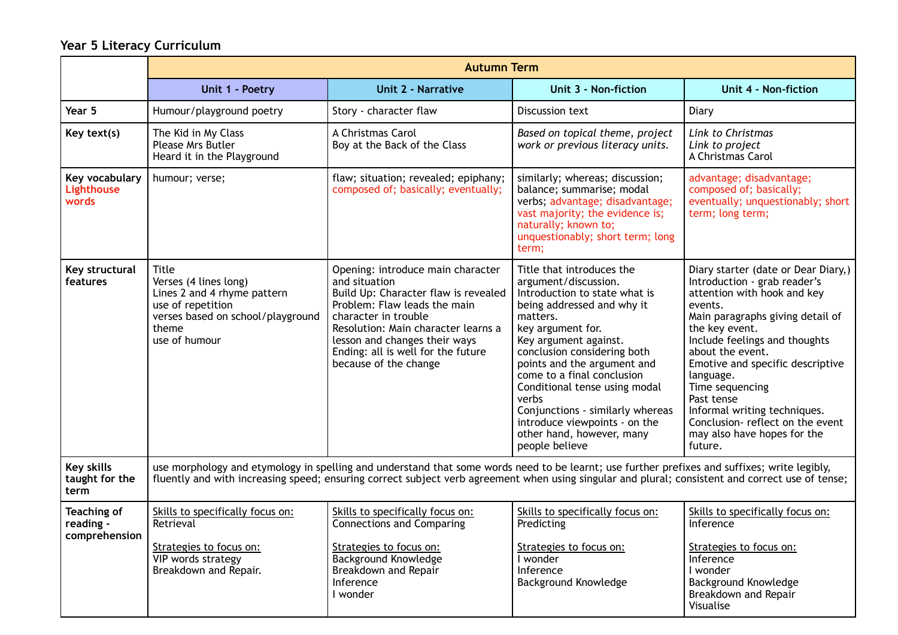## Year 5 Literacy Curriculum

| | Autumn Term | | | |
|---|---|---|---|---|
| | **Unit 1 - Poetry** | **Unit 2 - Narrative** | **Unit 3 - Non-fiction** | **Unit 4 - Non-fiction** |
| **Year 5** | Humour/playground poetry | Story - character flaw | Discussion text | Diary |
| **Key text(s)** | The Kid in My Class<br>Please Mrs Butler<br>Heard it in the Playground | A Christmas Carol<br>Boy at the Back of the Class | *Based on topical theme, project work or previous literacy units.* | *Link to Christmas*<br>*Link to project*<br>A Christmas Carol |
| **Key vocabulary**<br>**Lighthouse words** | humour; verse; | flaw; situation; revealed; epiphany; composed of; basically; eventually; | similarly; whereas; discussion; balance; summarise; modal verbs; advantage; disadvantage; vast majority; the evidence is; naturally; known to; unquestionably; short term; long term; | advantage; disadvantage; composed of; basically; eventually; unquestionably; short term; long term; |
| **Key structural features** | Title<br>Verses (4 lines long)<br>Lines 2 and 4 rhyme pattern<br>use of repetition<br>verses based on school/playground theme<br>use of humour | Opening: introduce main character and situation<br>Build Up: Character flaw is revealed<br>Problem: Flaw leads the main character in trouble<br>Resolution: Main character learns a lesson and changes their ways<br>Ending: all is well for the future because of the change | Title that introduces the argument/discussion.<br>Introduction to state what is being addressed and why it matters.<br>key argument for.<br>Key argument against.<br>conclusion considering both points and the argument and come to a final conclusion<br>Conditional tense using modal verbs<br>Conjunctions - similarly whereas introduce viewpoints - on the other hand, however, many people believe | Diary starter (date or Dear Diary,)<br>Introduction - grab reader's attention with hook and key events.<br>Main paragraphs giving detail of the key event.<br>Include feelings and thoughts about the event.<br>Emotive and specific descriptive language.<br>Time sequencing<br>Past tense<br>Informal writing techniques.<br>Conclusion- reflect on the event may also have hopes for the future. |
| **Key skills taught for the term** | use morphology and etymology in spelling and understand that some words need to be learnt; use further prefixes and suffixes; write legibly, fluently and with increasing speed; ensuring correct subject verb agreement when using singular and plural; consistent and correct use of tense; | | | |
| **Teaching of reading - comprehension** | Skills to specifically focus on:<br>Retrieval<br><br>Strategies to focus on:<br>VIP words strategy<br>Breakdown and Repair. | Skills to specifically focus on:<br>Connections and Comparing<br><br>Strategies to focus on:<br>Background Knowledge<br>Breakdown and Repair<br>Inference<br>I wonder | Skills to specifically focus on:<br>Predicting<br><br>Strategies to focus on:<br>I wonder<br>Inference<br>Background Knowledge | Skills to specifically focus on:<br>Inference<br><br>Strategies to focus on:<br>Inference<br>I wonder<br>Background Knowledge<br>Breakdown and Repair<br>Visualise |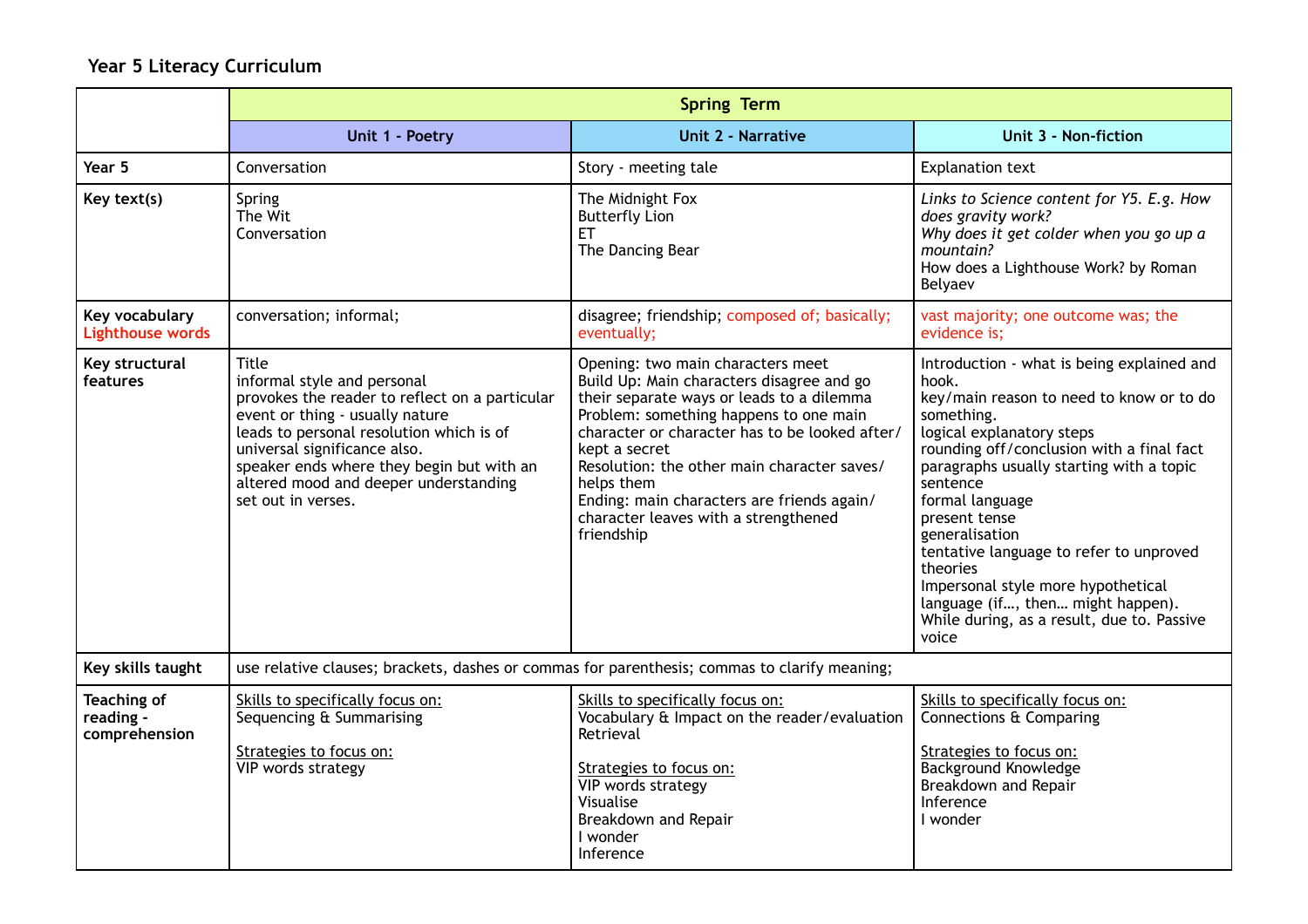## Year 5 Literacy Curriculum

| | Spring Term | | |
|---|---|---|---|
| | **Unit 1 - Poetry** | **Unit 2 - Narrative** | **Unit 3 - Non-fiction** |
| **Year 5** | Conversation | Story - meeting tale | Explanation text |
| **Key text(s)** | Spring<br>The Wit<br>Conversation | The Midnight Fox<br>Butterfly Lion<br>ET<br>The Dancing Bear | *Links to Science content for Y5. E.g. How does gravity work?*<br>*Why does it get colder when you go up a mountain?*<br>How does a Lighthouse Work? by Roman Belyaev |
| **Key vocabulary**<br>**Lighthouse words** | conversation; informal; | disagree; friendship; composed of; basically; eventually; | vast majority; one outcome was; the evidence is; |
| **Key structural features** | Title<br>informal style and personal<br>provokes the reader to reflect on a particular event or thing - usually nature<br>leads to personal resolution which is of universal significance also.<br>speaker ends where they begin but with an altered mood and deeper understanding<br>set out in verses. | Opening: two main characters meet<br>Build Up: Main characters disagree and go their separate ways or leads to a dilemma<br>Problem: something happens to one main character or character has to be looked after/ kept a secret<br>Resolution: the other main character saves/ helps them<br>Ending: main characters are friends again/ character leaves with a strengthened friendship | Introduction - what is being explained and hook.<br>key/main reason to need to know or to do something.<br>logical explanatory steps<br>rounding off/conclusion with a final fact<br>paragraphs usually starting with a topic sentence<br>formal language<br>present tense<br>generalisation<br>tentative language to refer to unproved theories<br>Impersonal style more hypothetical language (if…, then… might happen).<br>While during, as a result, due to. Passive voice |
| **Key skills taught** | use relative clauses; brackets, dashes or commas for parenthesis; commas to clarify meaning; | | |
| **Teaching of reading - comprehension** | Skills to specifically focus on:<br>Sequencing & Summarising<br><br>Strategies to focus on:<br>VIP words strategy | Skills to specifically focus on:<br>Vocabulary & Impact on the reader/evaluation<br>Retrieval<br><br>Strategies to focus on:<br>VIP words strategy<br>Visualise<br>Breakdown and Repair<br>I wonder<br>Inference | Skills to specifically focus on:<br>Connections & Comparing<br><br>Strategies to focus on:<br>Background Knowledge<br>Breakdown and Repair<br>Inference<br>I wonder |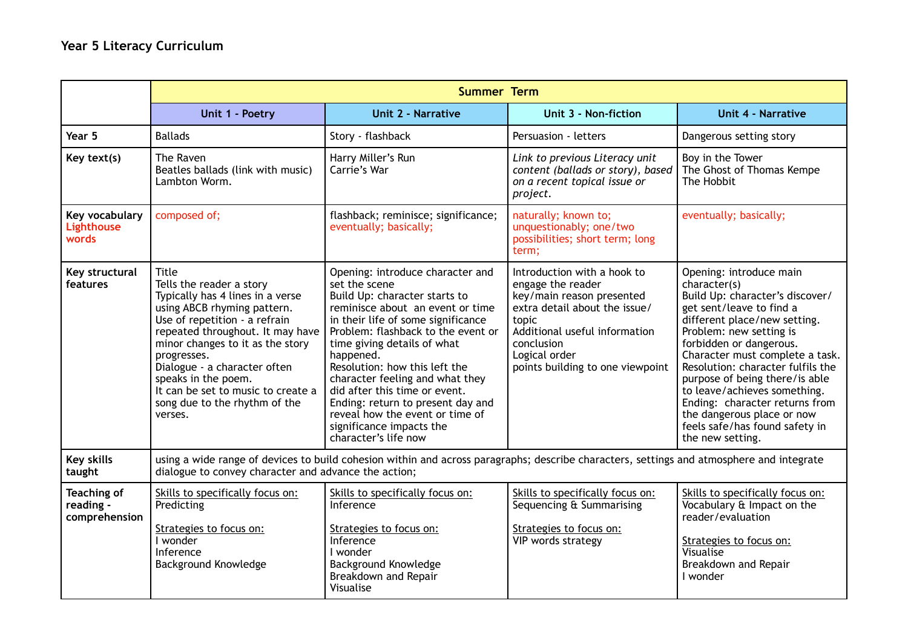## Year 5 Literacy Curriculum

| | Summer Term | | | |
|---|---|---|---|---|
| | **Unit 1 - Poetry** | **Unit 2 - Narrative** | **Unit 3 - Non-fiction** | **Unit 4 - Narrative** |
| **Year 5** | Ballads | Story - flashback | Persuasion - letters | Dangerous setting story |
| **Key text(s)** | The Raven<br>Beatles ballads (link with music)<br>Lambton Worm. | Harry Miller's Run<br>Carrie's War | *Link to previous Literacy unit content (ballads or story), based on a recent topical issue or project.* | Boy in the Tower<br>The Ghost of Thomas Kempe<br>The Hobbit |
| **Key vocabulary Lighthouse words** | composed of; | flashback; reminisce; significance; eventually; basically; | naturally; known to; unquestionably; one/two possibilities; short term; long term; | eventually; basically; |
| **Key structural features** | Title<br>Tells the reader a story<br>Typically has 4 lines in a verse using ABCB rhyming pattern.<br>Use of repetition - a refrain repeated throughout. It may have minor changes to it as the story progresses.<br>Dialogue - a character often speaks in the poem.<br>It can be set to music to create a song due to the rhythm of the verses. | Opening: introduce character and set the scene<br>Build Up: character starts to reminisce about an event or time in their life of some significance<br>Problem: flashback to the event or time giving details of what happened.<br>Resolution: how this left the character feeling and what they did after this time or event.<br>Ending: return to present day and reveal how the event or time of significance impacts the character's life now | Introduction with a hook to engage the reader<br>key/main reason presented<br>extra detail about the issue/ topic<br>Additional useful information<br>conclusion<br>Logical order<br>points building to one viewpoint | Opening: introduce main character(s)<br>Build Up: character's discover/ get sent/leave to find a different place/new setting.<br>Problem: new setting is forbidden or dangerous. Character must complete a task.<br>Resolution: character fulfils the purpose of being there/is able to leave/achieves something.<br>Ending: character returns from the dangerous place or now feels safe/has found safety in the new setting. |
| **Key skills taught** | using a wide range of devices to build cohesion within and across paragraphs; describe characters, settings and atmosphere and integrate dialogue to convey character and advance the action; | | | |
| **Teaching of reading - comprehension** | Skills to specifically focus on:<br>Predicting<br><br>Strategies to focus on:<br>I wonder<br>Inference<br>Background Knowledge | Skills to specifically focus on:<br>Inference<br><br>Strategies to focus on:<br>Inference<br>I wonder<br>Background Knowledge<br>Breakdown and Repair<br>Visualise | Skills to specifically focus on:<br>Sequencing & Summarising<br><br>Strategies to focus on:<br>VIP words strategy | Skills to specifically focus on:<br>Vocabulary & Impact on the reader/evaluation<br><br>Strategies to focus on:<br>Visualise<br>Breakdown and Repair<br>I wonder |